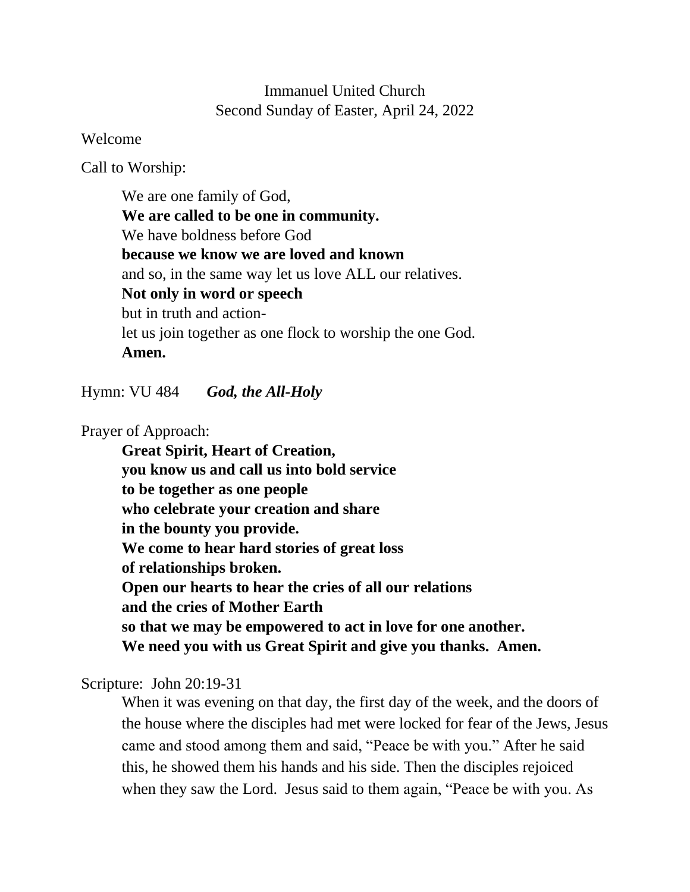Immanuel United Church
Second Sunday of Easter, April 24, 2022

Welcome

Call to Worship:

We are one family of God,
**We are called to be one in community.**
We have boldness before God
**because we know we are loved and known**
and so, in the same way let us love ALL our relatives.
**Not only in word or speech**
but in truth and action-
let us join together as one flock to worship the one God.
**Amen.**

Hymn: VU 484 ***God, the All-Holy***

Prayer of Approach:

**Great Spirit, Heart of Creation,**
**you know us and call us into bold service**
**to be together as one people**
**who celebrate your creation and share**
**in the bounty you provide.**
**We come to hear hard stories of great loss**
**of relationships broken.**
**Open our hearts to hear the cries of all our relations**
**and the cries of Mother Earth**
**so that we may be empowered to act in love for one another.**
**We need you with us Great Spirit and give you thanks. Amen.**

Scripture: John 20:19-31

When it was evening on that day, the first day of the week, and the doors of the house where the disciples had met were locked for fear of the Jews, Jesus came and stood among them and said, "Peace be with you." After he said this, he showed them his hands and his side. Then the disciples rejoiced when they saw the Lord. Jesus said to them again, "Peace be with you. As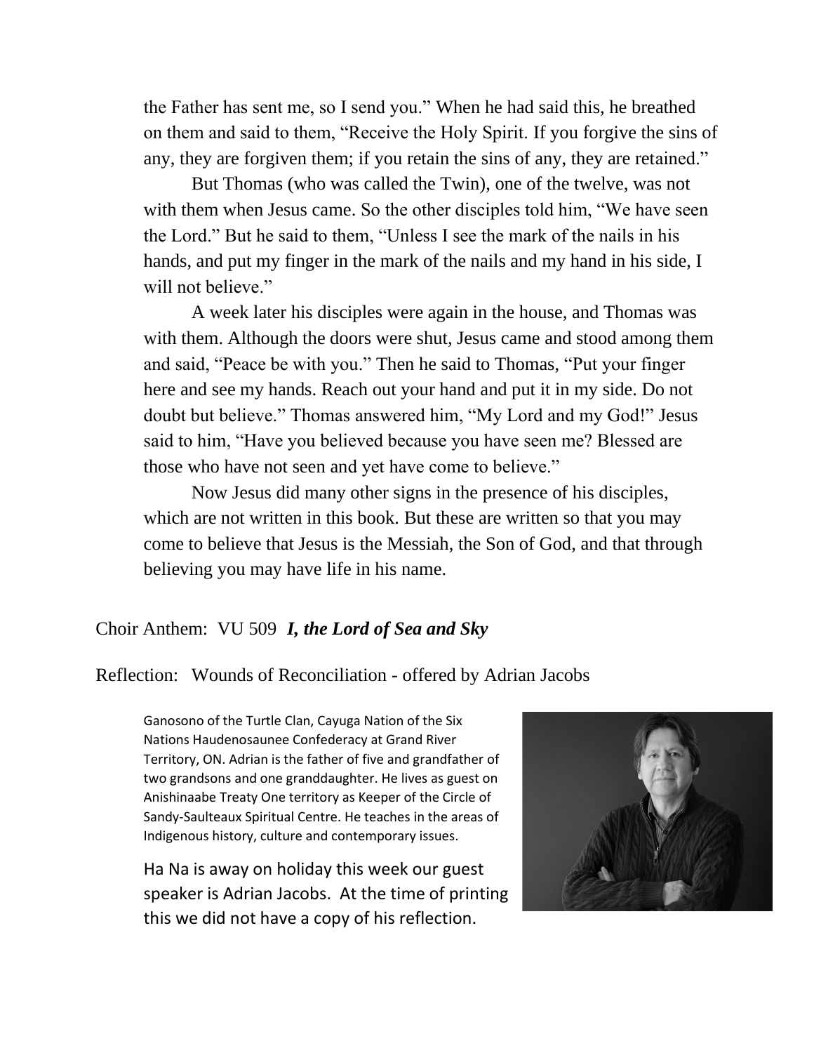the Father has sent me, so I send you." When he had said this, he breathed on them and said to them, "Receive the Holy Spirit. If you forgive the sins of any, they are forgiven them; if you retain the sins of any, they are retained."

But Thomas (who was called the Twin), one of the twelve, was not with them when Jesus came. So the other disciples told him, "We have seen the Lord." But he said to them, "Unless I see the mark of the nails in his hands, and put my finger in the mark of the nails and my hand in his side, I will not believe."

A week later his disciples were again in the house, and Thomas was with them. Although the doors were shut, Jesus came and stood among them and said, "Peace be with you." Then he said to Thomas, "Put your finger here and see my hands. Reach out your hand and put it in my side. Do not doubt but believe." Thomas answered him, "My Lord and my God!" Jesus said to him, "Have you believed because you have seen me? Blessed are those who have not seen and yet have come to believe."

Now Jesus did many other signs in the presence of his disciples, which are not written in this book. But these are written so that you may come to believe that Jesus is the Messiah, the Son of God, and that through believing you may have life in his name.

Choir Anthem: VU 509 ***I, the Lord of Sea and Sky***

Reflection: Wounds of Reconciliation - offered by Adrian Jacobs

Ganosono of the Turtle Clan, Cayuga Nation of the Six Nations Haudenosaunee Confederacy at Grand River Territory, ON. Adrian is the father of five and grandfather of two grandsons and one granddaughter. He lives as guest on Anishinaabe Treaty One territory as Keeper of the Circle of Sandy-Saulteaux Spiritual Centre. He teaches in the areas of Indigenous history, culture and contemporary issues.

Ha Na is away on holiday this week our guest speaker is Adrian Jacobs. At the time of printing this we did not have a copy of his reflection.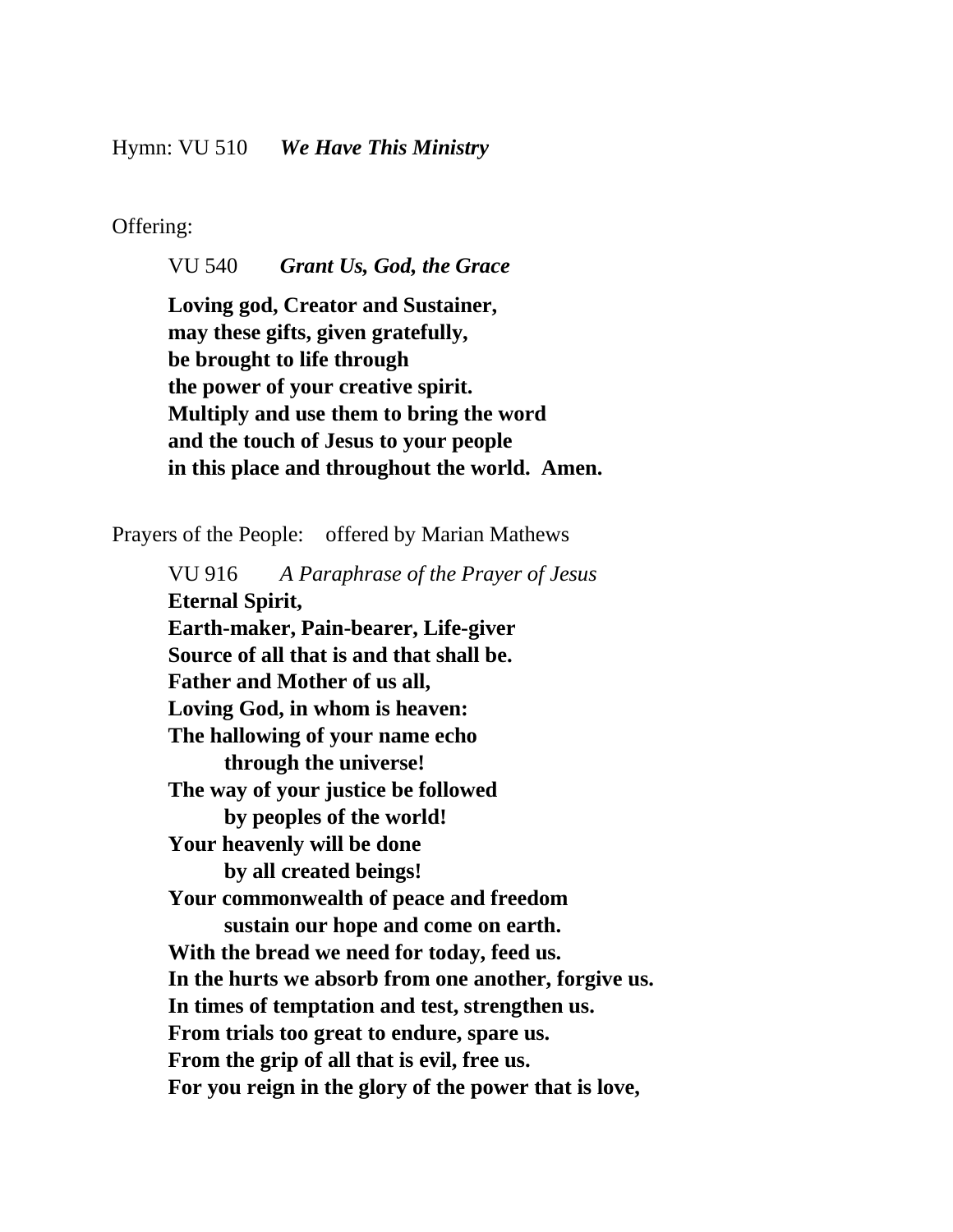Hymn: VU 510 ***We Have This Ministry***

Offering:

VU 540 ***Grant Us, God, the Grace***

**Loving god, Creator and Sustainer,**
**may these gifts, given gratefully,**
**be brought to life through**
**the power of your creative spirit.**
**Multiply and use them to bring the word**
**and the touch of Jesus to your people**
**in this place and throughout the world. Amen.**

Prayers of the People: offered by Marian Mathews

VU 916 *A Paraphrase of the Prayer of Jesus*
**Eternal Spirit,**
**Earth-maker, Pain-bearer, Life-giver**
**Source of all that is and that shall be.**
**Father and Mother of us all,**
**Loving God, in whom is heaven:**
**The hallowing of your name echo**
  **through the universe!**
**The way of your justice be followed**
  **by peoples of the world!**
**Your heavenly will be done**
  **by all created beings!**
**Your commonwealth of peace and freedom**
  **sustain our hope and come on earth.**
**With the bread we need for today, feed us.**
**In the hurts we absorb from one another, forgive us.**
**In times of temptation and test, strengthen us.**
**From trials too great to endure, spare us.**
**From the grip of all that is evil, free us.**
**For you reign in the glory of the power that is love,**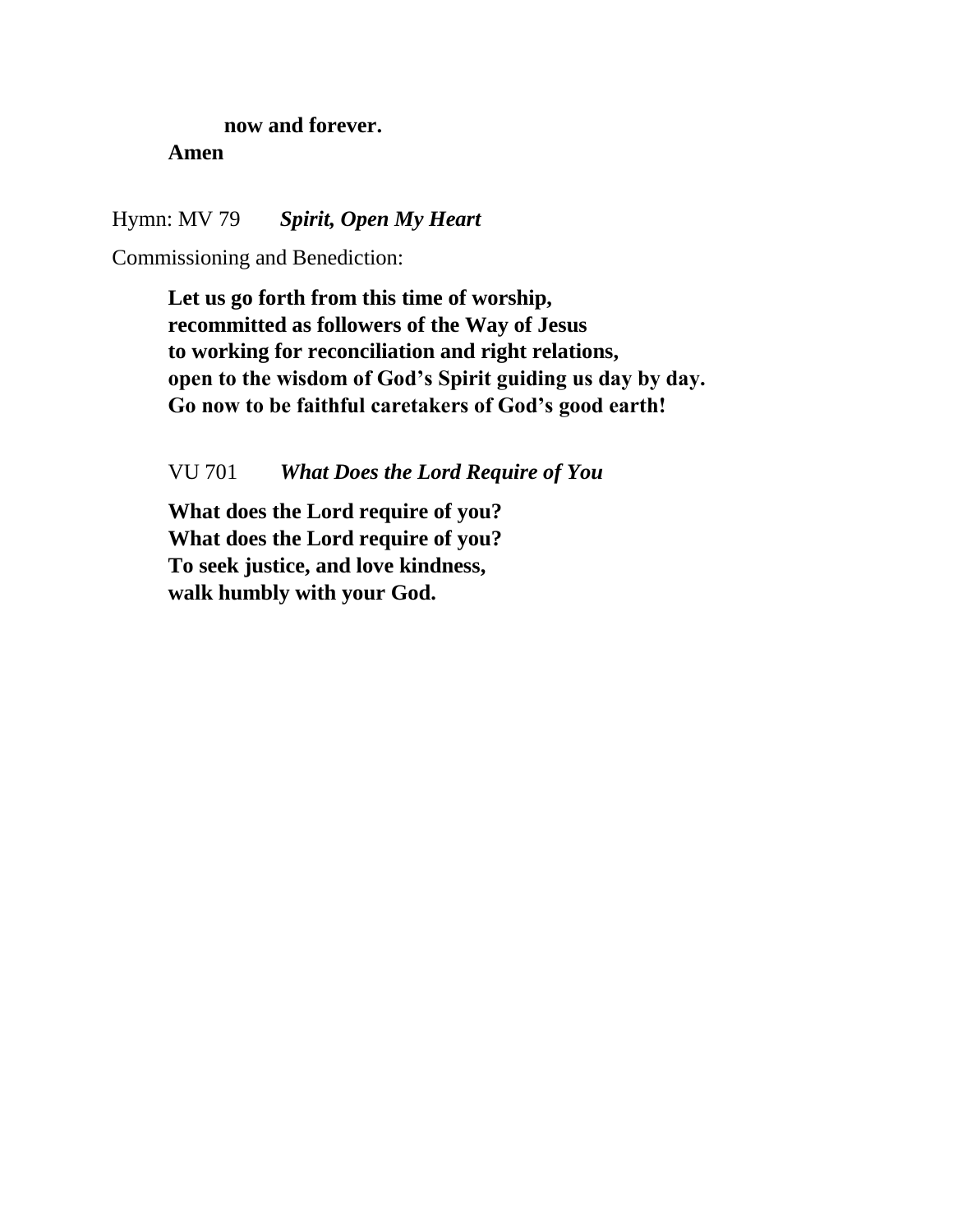**now and forever.**

**Amen**

Hymn: MV 79 ***Spirit, Open My Heart***

Commissioning and Benediction:

**Let us go forth from this time of worship,**
**recommitted as followers of the Way of Jesus**
**to working for reconciliation and right relations,**
**open to the wisdom of God's Spirit guiding us day by day.**
**Go now to be faithful caretakers of God's good earth!**

VU 701 ***What Does the Lord Require of You***

**What does the Lord require of you?**
**What does the Lord require of you?**
**To seek justice, and love kindness,**
**walk humbly with your God.**